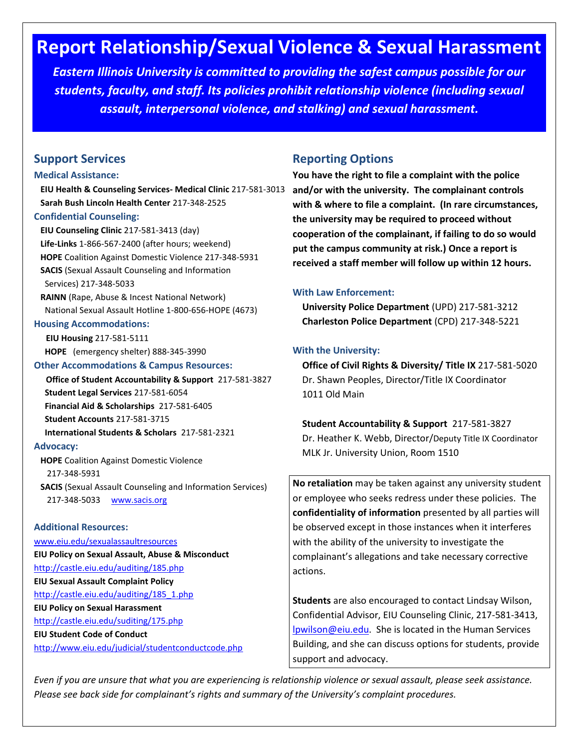# Report Relationship/Sexual Violence & Sexual Harassment

***Eastern Illinois University is committed to providing the safest campus possible for our students, faculty, and staff. Its policies prohibit relationship violence (including sexual assault, interpersonal violence, and stalking) and sexual harassment.***

## Support Services

### Medical Assistance:

**EIU Health & Counseling Services- Medical Clinic** 217-581-3013
**Sarah Bush Lincoln Health Center** 217-348-2525

### Confidential Counseling:

**EIU Counseling Clinic** 217-581-3413 (day)
**Life-Links** 1-866-567-2400 (after hours; weekend)
**HOPE** Coalition Against Domestic Violence 217-348-5931
**SACIS** (Sexual Assault Counseling and Information Services) 217-348-5033
**RAINN** (Rape, Abuse & Incest National Network) National Sexual Assault Hotline 1-800-656-HOPE (4673)

### Housing Accommodations:

**EIU Housing** 217-581-5111
**HOPE** (emergency shelter) 888-345-3990

### Other Accommodations & Campus Resources:

**Office of Student Accountability & Support** 217-581-3827
**Student Legal Services** 217-581-6054
**Financial Aid & Scholarships** 217-581-6405
**Student Accounts** 217-581-3715
**International Students & Scholars** 217-581-2321

### Advocacy:

**HOPE** Coalition Against Domestic Violence 217-348-5931
**SACIS** (Sexual Assault Counseling and Information Services) 217-348-5033 www.sacis.org

### Additional Resources:

www.eiu.edu/sexualassaultresources
**EIU Policy on Sexual Assault, Abuse & Misconduct**
http://castle.eiu.edu/auditing/185.php
**EIU Sexual Assault Complaint Policy**
http://castle.eiu.edu/auditing/185_1.php
**EIU Policy on Sexual Harassment**
http://castle.eiu.edu/suditing/175.php
**EIU Student Code of Conduct**
http://www.eiu.edu/judicial/studentconductcode.php

## Reporting Options

**You have the right to file a complaint with the police and/or with the university. The complainant controls with & where to file a complaint. (In rare circumstances, the university may be required to proceed without cooperation of the complainant, if failing to do so would put the campus community at risk.) Once a report is received a staff member will follow up within 12 hours.**

### With Law Enforcement:

**University Police Department** (UPD) 217-581-3212
**Charleston Police Department** (CPD) 217-348-5221

### With the University:

**Office of Civil Rights & Diversity/ Title IX** 217-581-5020
Dr. Shawn Peoples, Director/Title IX Coordinator
1011 Old Main

**Student Accountability & Support** 217-581-3827
Dr. Heather K. Webb, Director/Deputy Title IX Coordinator
MLK Jr. University Union, Room 1510

**No retaliation** may be taken against any university student or employee who seeks redress under these policies. The **confidentiality of information** presented by all parties will be observed except in those instances when it interferes with the ability of the university to investigate the complainant's allegations and take necessary corrective actions.

**Students** are also encouraged to contact Lindsay Wilson, Confidential Advisor, EIU Counseling Clinic, 217-581-3413, lpwilson@eiu.edu. She is located in the Human Services Building, and she can discuss options for students, provide support and advocacy.

*Even if you are unsure that what you are experiencing is relationship violence or sexual assault, please seek assistance. Please see back side for complainant's rights and summary of the University's complaint procedures.*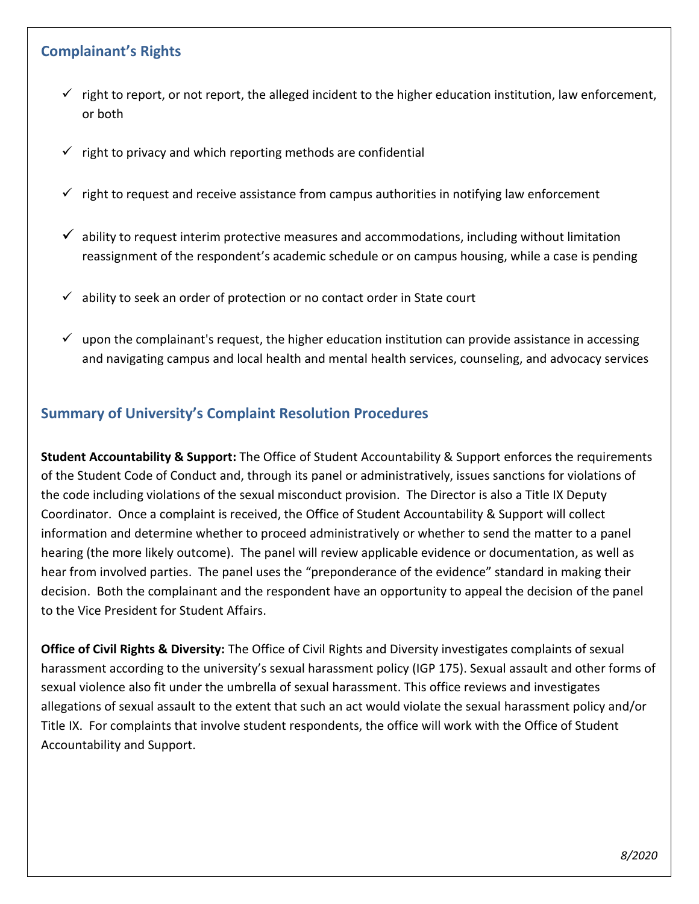## Complainant's Rights

- ✓ right to report, or not report, the alleged incident to the higher education institution, law enforcement, or both
- ✓ right to privacy and which reporting methods are confidential
- ✓ right to request and receive assistance from campus authorities in notifying law enforcement
- ✓ ability to request interim protective measures and accommodations, including without limitation reassignment of the respondent's academic schedule or on campus housing, while a case is pending
- ✓ ability to seek an order of protection or no contact order in State court
- ✓ upon the complainant's request, the higher education institution can provide assistance in accessing and navigating campus and local health and mental health services, counseling, and advocacy services

## Summary of University's Complaint Resolution Procedures

**Student Accountability & Support:** The Office of Student Accountability & Support enforces the requirements of the Student Code of Conduct and, through its panel or administratively, issues sanctions for violations of the code including violations of the sexual misconduct provision. The Director is also a Title IX Deputy Coordinator. Once a complaint is received, the Office of Student Accountability & Support will collect information and determine whether to proceed administratively or whether to send the matter to a panel hearing (the more likely outcome). The panel will review applicable evidence or documentation, as well as hear from involved parties. The panel uses the "preponderance of the evidence" standard in making their decision. Both the complainant and the respondent have an opportunity to appeal the decision of the panel to the Vice President for Student Affairs.

**Office of Civil Rights & Diversity:** The Office of Civil Rights and Diversity investigates complaints of sexual harassment according to the university's sexual harassment policy (IGP 175). Sexual assault and other forms of sexual violence also fit under the umbrella of sexual harassment. This office reviews and investigates allegations of sexual assault to the extent that such an act would violate the sexual harassment policy and/or Title IX. For complaints that involve student respondents, the office will work with the Office of Student Accountability and Support.

*8/2020*